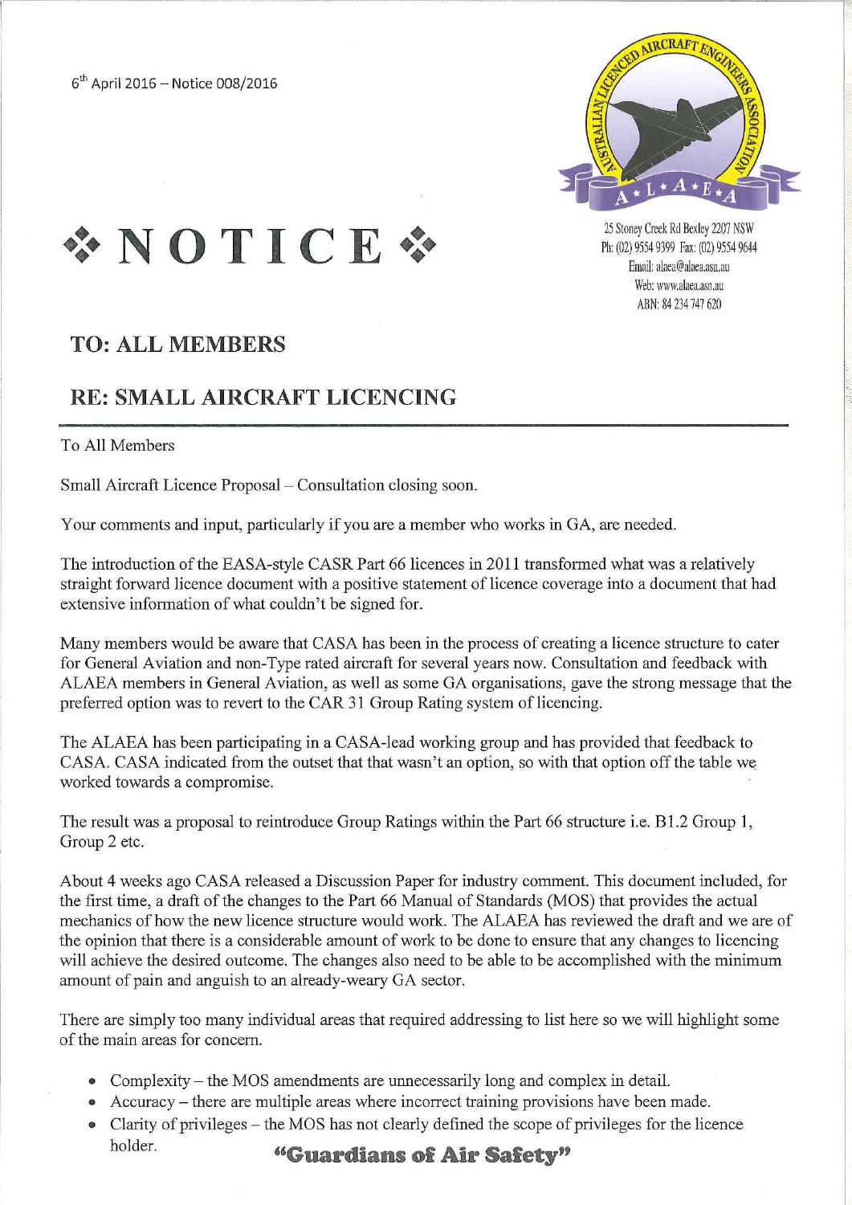6[th] April 2016 – Notice 008/2016

25 Stoney Creek Rd Bexley 2207 NSW
Ph: (02) 9554 9399 Fax: (02) 9554 9644
Email: alaea@alaea.asn.au
Web: www.alaea.asn.au
ABN: 84 234 747 620

# ❖ NOTICE ❖

## TO: ALL MEMBERS

## RE: SMALL AIRCRAFT LICENCING

---

To All Members

Small Aircraft Licence Proposal – Consultation closing soon.

Your comments and input, particularly if you are a member who works in GA, are needed.

The introduction of the EASA-style CASR Part 66 licences in 2011 transformed what was a relatively straight forward licence document with a positive statement of licence coverage into a document that had extensive information of what couldn't be signed for.

Many members would be aware that CASA has been in the process of creating a licence structure to cater for General Aviation and non-Type rated aircraft for several years now. Consultation and feedback with ALAEA members in General Aviation, as well as some GA organisations, gave the strong message that the preferred option was to revert to the CAR 31 Group Rating system of licencing.

The ALAEA has been participating in a CASA-lead working group and has provided that feedback to CASA. CASA indicated from the outset that that wasn't an option, so with that option off the table we worked towards a compromise.

The result was a proposal to reintroduce Group Ratings within the Part 66 structure i.e. B1.2 Group 1, Group 2 etc.

About 4 weeks ago CASA released a Discussion Paper for industry comment. This document included, for the first time, a draft of the changes to the Part 66 Manual of Standards (MOS) that provides the actual mechanics of how the new licence structure would work. The ALAEA has reviewed the draft and we are of the opinion that there is a considerable amount of work to be done to ensure that any changes to licencing will achieve the desired outcome. The changes also need to be able to be accomplished with the minimum amount of pain and anguish to an already-weary GA sector.

There are simply too many individual areas that required addressing to list here so we will highlight some of the main areas for concern.

- Complexity – the MOS amendments are unnecessarily long and complex in detail.
- Accuracy – there are multiple areas where incorrect training provisions have been made.
- Clarity of privileges – the MOS has not clearly defined the scope of privileges for the licence holder.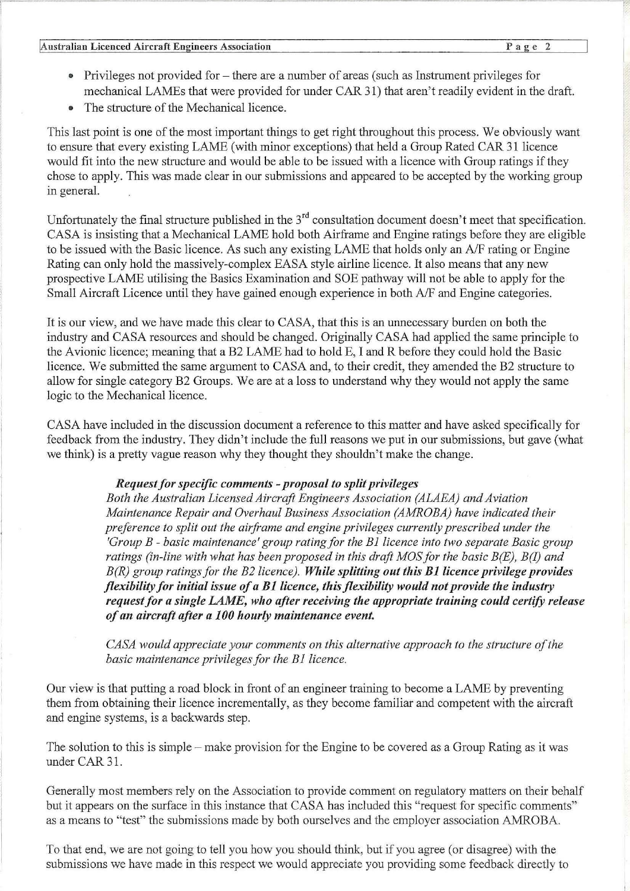- Privileges not provided for – there are a number of areas (such as Instrument privileges for mechanical LAMEs that were provided for under CAR 31) that aren't readily evident in the draft.
- The structure of the Mechanical licence.

This last point is one of the most important things to get right throughout this process. We obviously want to ensure that every existing LAME (with minor exceptions) that held a Group Rated CAR 31 licence would fit into the new structure and would be able to be issued with a licence with Group ratings if they chose to apply. This was made clear in our submissions and appeared to be accepted by the working group in general.

Unfortunately the final structure published in the 3rd consultation document doesn't meet that specification. CASA is insisting that a Mechanical LAME hold both Airframe and Engine ratings before they are eligible to be issued with the Basic licence. As such any existing LAME that holds only an A/F rating or Engine Rating can only hold the massively-complex EASA style airline licence. It also means that any new prospective LAME utilising the Basics Examination and SOE pathway will not be able to apply for the Small Aircraft Licence until they have gained enough experience in both A/F and Engine categories.

It is our view, and we have made this clear to CASA, that this is an unnecessary burden on both the industry and CASA resources and should be changed. Originally CASA had applied the same principle to the Avionic licence; meaning that a B2 LAME had to hold E, I and R before they could hold the Basic licence. We submitted the same argument to CASA and, to their credit, they amended the B2 structure to allow for single category B2 Groups. We are at a loss to understand why they would not apply the same logic to the Mechanical licence.

CASA have included in the discussion document a reference to this matter and have asked specifically for feedback from the industry. They didn't include the full reasons we put in our submissions, but gave (what we think) is a pretty vague reason why they thought they shouldn't make the change.

> ***Request for specific comments - proposal to split privileges***
>
> *Both the Australian Licensed Aircraft Engineers Association (ALAEA) and Aviation Maintenance Repair and Overhaul Business Association (AMROBA) have indicated their preference to split out the airframe and engine privileges currently prescribed under the 'Group B - basic maintenance' group rating for the B1 licence into two separate Basic group ratings (in-line with what has been proposed in this draft MOS for the basic B(E), B(I) and B(R) group ratings for the B2 licence).* ***While splitting out this B1 licence privilege provides flexibility for initial issue of a B1 licence, this flexibility would not provide the industry request for a single LAME, who after receiving the appropriate training could certify release of an aircraft after a 100 hourly maintenance event.***
>
> *CASA would appreciate your comments on this alternative approach to the structure of the basic maintenance privileges for the B1 licence.*

Our view is that putting a road block in front of an engineer training to become a LAME by preventing them from obtaining their licence incrementally, as they become familiar and competent with the aircraft and engine systems, is a backwards step.

The solution to this is simple – make provision for the Engine to be covered as a Group Rating as it was under CAR 31.

Generally most members rely on the Association to provide comment on regulatory matters on their behalf but it appears on the surface in this instance that CASA has included this "request for specific comments" as a means to "test" the submissions made by both ourselves and the employer association AMROBA.

To that end, we are not going to tell you how you should think, but if you agree (or disagree) with the submissions we have made in this respect we would appreciate you providing some feedback directly to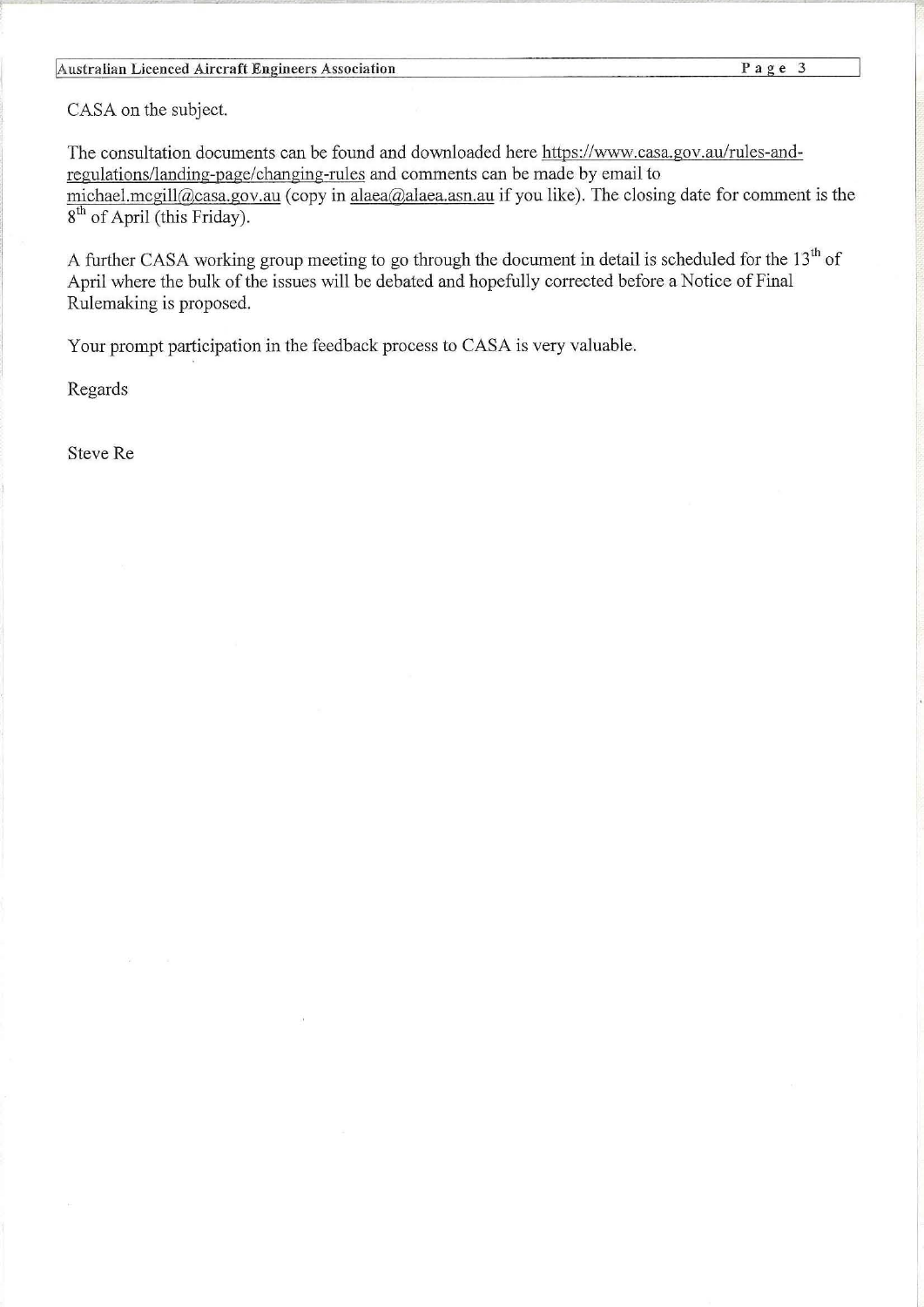CASA on the subject.

The consultation documents can be found and downloaded here https://www.casa.gov.au/rules-and-regulations/landing-page/changing-rules and comments can be made by email to michael.mcgill@casa.gov.au (copy in alaea@alaea.asn.au if you like). The closing date for comment is the 8th of April (this Friday).

A further CASA working group meeting to go through the document in detail is scheduled for the 13th of April where the bulk of the issues will be debated and hopefully corrected before a Notice of Final Rulemaking is proposed.

Your prompt participation in the feedback process to CASA is very valuable.

Regards

Steve Re